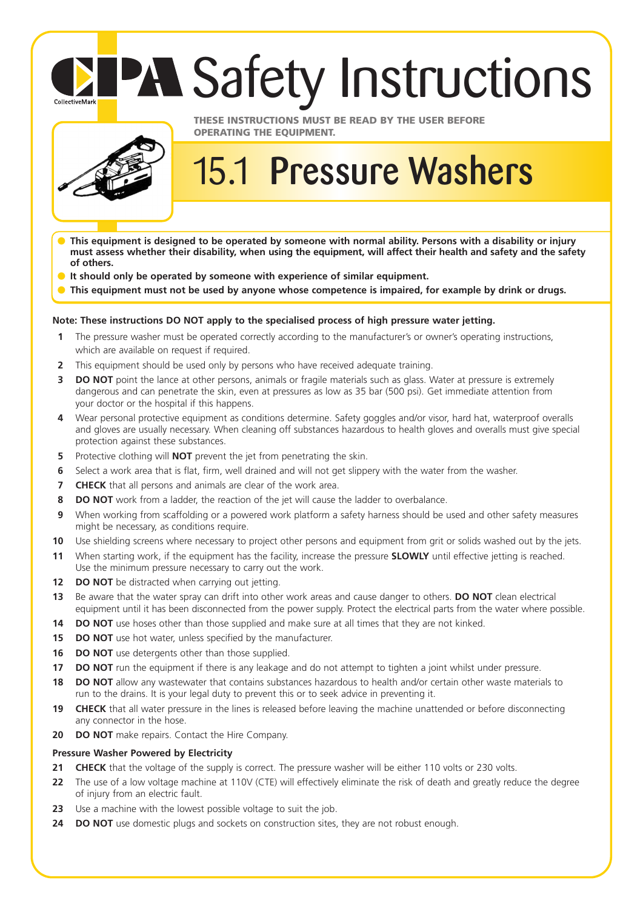# CPA Safety Instructions

CollectiveMark

**THESE INSTRUCTIONS MUST BE READ BY THE USER BEFORE OPERATING THE EQUIPMENT.**

## 15.1 Pressure Washers

- **This equipment is designed to be operated by someone with normal ability. Persons with a disability or injury must assess whether their disability, when using the equipment, will affect their health and safety and the safety of others.**
- **It should only be operated by someone with experience of similar equipment.**
- **This equipment must not be used by anyone whose competence is impaired, for example by drink or drugs.**

**Note: These instructions DO NOT apply to the specialised process of high pressure water jetting.**

1. The pressure washer must be operated correctly according to the manufacturer's or owner's operating instructions, which are available on request if required.
2. This equipment should be used only by persons who have received adequate training.
3. **DO NOT** point the lance at other persons, animals or fragile materials such as glass. Water at pressure is extremely dangerous and can penetrate the skin, even at pressures as low as 35 bar (500 psi). Get immediate attention from your doctor or the hospital if this happens.
4. Wear personal protective equipment as conditions determine. Safety goggles and/or visor, hard hat, waterproof overalls and gloves are usually necessary. When cleaning off substances hazardous to health gloves and overalls must give special protection against these substances.
5. Protective clothing will **NOT** prevent the jet from penetrating the skin.
6. Select a work area that is flat, firm, well drained and will not get slippery with the water from the washer.
7. **CHECK** that all persons and animals are clear of the work area.
8. **DO NOT** work from a ladder, the reaction of the jet will cause the ladder to overbalance.
9. When working from scaffolding or a powered work platform a safety harness should be used and other safety measures might be necessary, as conditions require.
10. Use shielding screens where necessary to project other persons and equipment from grit or solids washed out by the jets.
11. When starting work, if the equipment has the facility, increase the pressure **SLOWLY** until effective jetting is reached. Use the minimum pressure necessary to carry out the work.
12. **DO NOT** be distracted when carrying out jetting.
13. Be aware that the water spray can drift into other work areas and cause danger to others. **DO NOT** clean electrical equipment until it has been disconnected from the power supply. Protect the electrical parts from the water where possible.
14. **DO NOT** use hoses other than those supplied and make sure at all times that they are not kinked.
15. **DO NOT** use hot water, unless specified by the manufacturer.
16. **DO NOT** use detergents other than those supplied.
17. **DO NOT** run the equipment if there is any leakage and do not attempt to tighten a joint whilst under pressure.
18. **DO NOT** allow any wastewater that contains substances hazardous to health and/or certain other waste materials to run to the drains. It is your legal duty to prevent this or to seek advice in preventing it.
19. **CHECK** that all water pressure in the lines is released before leaving the machine unattended or before disconnecting any connector in the hose.
20. **DO NOT** make repairs. Contact the Hire Company.

### Pressure Washer Powered by Electricity

21. **CHECK** that the voltage of the supply is correct. The pressure washer will be either 110 volts or 230 volts.
22. The use of a low voltage machine at 110V (CTE) will effectively eliminate the risk of death and greatly reduce the degree of injury from an electric fault.
23. Use a machine with the lowest possible voltage to suit the job.
24. **DO NOT** use domestic plugs and sockets on construction sites, they are not robust enough.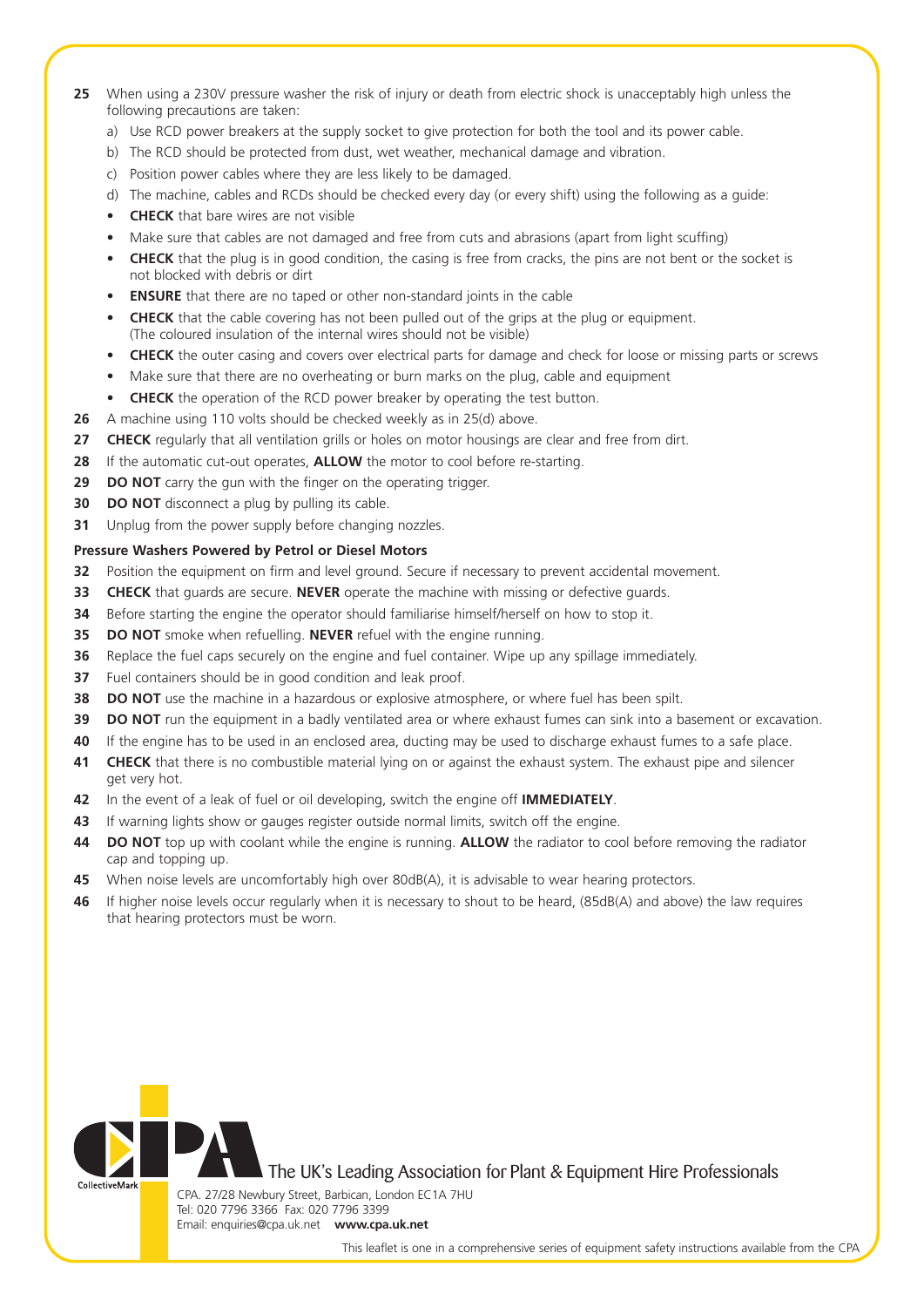25 When using a 230V pressure washer the risk of injury or death from electric shock is unacceptably high unless the following precautions are taken:

   a) Use RCD power breakers at the supply socket to give protection for both the tool and its power cable.
   b) The RCD should be protected from dust, wet weather, mechanical damage and vibration.
   c) Position power cables where they are less likely to be damaged.
   d) The machine, cables and RCDs should be checked every day (or every shift) using the following as a guide:

   - **CHECK** that bare wires are not visible
   - Make sure that cables are not damaged and free from cuts and abrasions (apart from light scuffing)
   - **CHECK** that the plug is in good condition, the casing is free from cracks, the pins are not bent or the socket is not blocked with debris or dirt
   - **ENSURE** that there are no taped or other non-standard joints in the cable
   - **CHECK** that the cable covering has not been pulled out of the grips at the plug or equipment. (The coloured insulation of the internal wires should not be visible)
   - **CHECK** the outer casing and covers over electrical parts for damage and check for loose or missing parts or screws
   - Make sure that there are no overheating or burn marks on the plug, cable and equipment
   - **CHECK** the operation of the RCD power breaker by operating the test button.

26 A machine using 110 volts should be checked weekly as in 25(d) above.

27 **CHECK** regularly that all ventilation grills or holes on motor housings are clear and free from dirt.

28 If the automatic cut-out operates, **ALLOW** the motor to cool before re-starting.

29 **DO NOT** carry the gun with the finger on the operating trigger.

30 **DO NOT** disconnect a plug by pulling its cable.

31 Unplug from the power supply before changing nozzles.

**Pressure Washers Powered by Petrol or Diesel Motors**

32 Position the equipment on firm and level ground. Secure if necessary to prevent accidental movement.

33 **CHECK** that guards are secure. **NEVER** operate the machine with missing or defective guards.

34 Before starting the engine the operator should familiarise himself/herself on how to stop it.

35 **DO NOT** smoke when refuelling. **NEVER** refuel with the engine running.

36 Replace the fuel caps securely on the engine and fuel container. Wipe up any spillage immediately.

37 Fuel containers should be in good condition and leak proof.

38 **DO NOT** use the machine in a hazardous or explosive atmosphere, or where fuel has been spilt.

39 **DO NOT** run the equipment in a badly ventilated area or where exhaust fumes can sink into a basement or excavation.

40 If the engine has to be used in an enclosed area, ducting may be used to discharge exhaust fumes to a safe place.

41 **CHECK** that there is no combustible material lying on or against the exhaust system. The exhaust pipe and silencer get very hot.

42 In the event of a leak of fuel or oil developing, switch the engine off **IMMEDIATELY**.

43 If warning lights show or gauges register outside normal limits, switch off the engine.

44 **DO NOT** top up with coolant while the engine is running. **ALLOW** the radiator to cool before removing the radiator cap and topping up.

45 When noise levels are uncomfortably high over 80dB(A), it is advisable to wear hearing protectors.

46 If higher noise levels occur regularly when it is necessary to shout to be heard, (85dB(A) and above) the law requires that hearing protectors must be worn.

CPA
CollectiveMark

The UK's Leading Association for Plant & Equipment Hire Professionals

CPA. 27/28 Newbury Street, Barbican, London EC1A 7HU
Tel: 020 7796 3366 Fax: 020 7796 3399
Email: enquiries@cpa.uk.net **www.cpa.uk.net**

This leaflet is one in a comprehensive series of equipment safety instructions available from the CPA